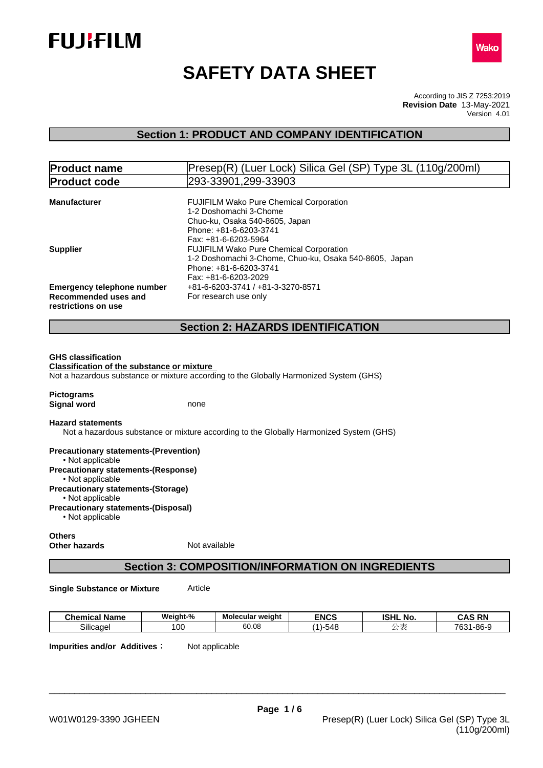FUJIFILM

Wako

# SAFETY DATA SHEET

According to JIS Z 7253:2019
**Revision Date** 13-May-2021
Version 4.01

## Section 1: PRODUCT AND COMPANY IDENTIFICATION

| **Product name** | Presep(R) (Luer Lock) Silica Gel (SP) Type 3L (110g/200ml) |
|---|---|
| **Product code** | 293-33901,299-33903 |

**Manufacturer**
FUJIFILM Wako Pure Chemical Corporation
1-2 Doshomachi 3-Chome
Chuo-ku, Osaka 540-8605, Japan
Phone: +81-6-6203-3741
Fax: +81-6-6203-5964

**Supplier**
FUJIFILM Wako Pure Chemical Corporation
1-2 Doshomachi 3-Chome, Chuo-ku, Osaka 540-8605, Japan
Phone: +81-6-6203-3741
Fax: +81-6-6203-2029

**Emergency telephone number** +81-6-6203-3741 / +81-3-3270-8571

**Recommended uses and restrictions on use** For research use only

## Section 2: HAZARDS IDENTIFICATION

**GHS classification**
**Classification of the substance or mixture**
Not a hazardous substance or mixture according to the Globally Harmonized System (GHS)

**Pictograms**
**Signal word** none

**Hazard statements**
Not a hazardous substance or mixture according to the Globally Harmonized System (GHS)

**Precautionary statements-(Prevention)**
• Not applicable
**Precautionary statements-(Response)**
• Not applicable
**Precautionary statements-(Storage)**
• Not applicable
**Precautionary statements-(Disposal)**
• Not applicable

**Others**
**Other hazards** Not available

## Section 3: COMPOSITION/INFORMATION ON INGREDIENTS

**Single Substance or Mixture** Article

| Chemical Name | Weight-% | Molecular weight | ENCS | ISHL No. | CAS RN |
|---|---|---|---|---|---|
| Silicagel | 100 | 60.08 | (1)-548 | 公表 | 7631-86-9 |

**Impurities and/or Additives :** Not applicable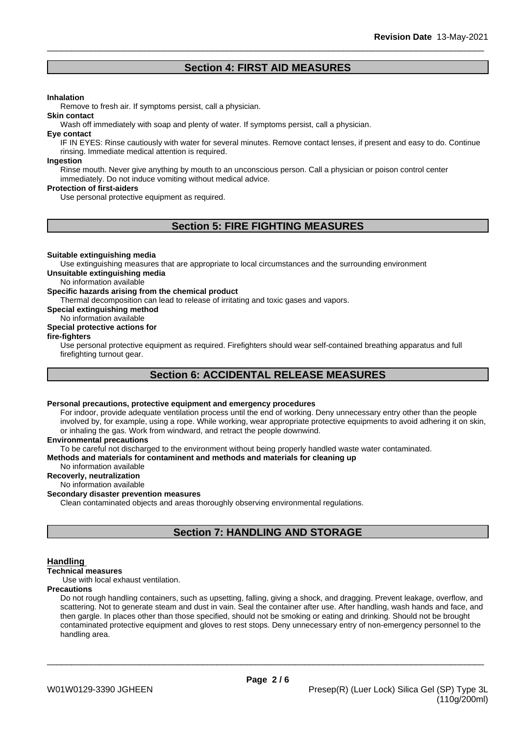## Section 4: FIRST AID MEASURES

**Inhalation**

Remove to fresh air. If symptoms persist, call a physician.

**Skin contact**

Wash off immediately with soap and plenty of water. If symptoms persist, call a physician.

**Eye contact**

IF IN EYES: Rinse cautiously with water for several minutes. Remove contact lenses, if present and easy to do. Continue rinsing. Immediate medical attention is required.

**Ingestion**

Rinse mouth. Never give anything by mouth to an unconscious person. Call a physician or poison control center immediately. Do not induce vomiting without medical advice.

**Protection of first-aiders**

Use personal protective equipment as required.

## Section 5: FIRE FIGHTING MEASURES

**Suitable extinguishing media**

Use extinguishing measures that are appropriate to local circumstances and the surrounding environment

**Unsuitable extinguishing media**

No information available

**Specific hazards arising from the chemical product**

Thermal decomposition can lead to release of irritating and toxic gases and vapors.

**Special extinguishing method**

No information available

**Special protective actions for fire-fighters**

Use personal protective equipment as required. Firefighters should wear self-contained breathing apparatus and full firefighting turnout gear.

## Section 6: ACCIDENTAL RELEASE MEASURES

**Personal precautions, protective equipment and emergency procedures**

For indoor, provide adequate ventilation process until the end of working. Deny unnecessary entry other than the people involved by, for example, using a rope. While working, wear appropriate protective equipments to avoid adhering it on skin, or inhaling the gas. Work from windward, and retract the people downwind.

**Environmental precautions**

To be careful not discharged to the environment without being properly handled waste water contaminated.

**Methods and materials for contaminent and methods and materials for cleaning up**

No information available

**Recoverly, neutralization**

No information available

**Secondary disaster prevention measures**

Clean contaminated objects and areas thoroughly observing environmental regulations.

## Section 7: HANDLING AND STORAGE

### Handling

**Technical measures**

Use with local exhaust ventilation.

**Precautions**

Do not rough handling containers, such as upsetting, falling, giving a shock, and dragging. Prevent leakage, overflow, and scattering. Not to generate steam and dust in vain. Seal the container after use. After handling, wash hands and face, and then gargle. In places other than those specified, should not be smoking or eating and drinking. Should not be brought contaminated protective equipment and gloves to rest stops. Deny unnecessary entry of non-emergency personnel to the handling area.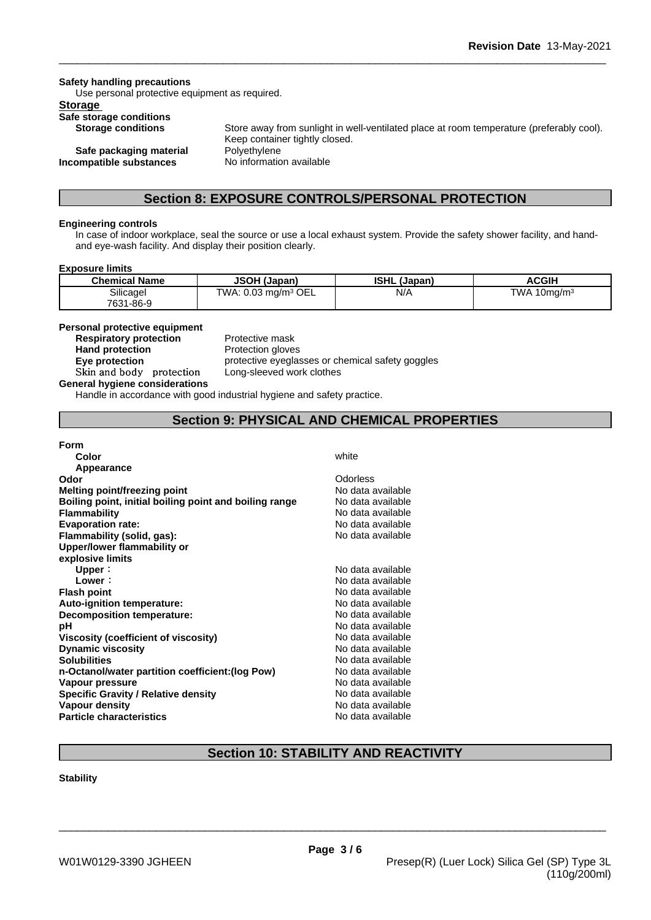**Safety handling precautions**

Use personal protective equipment as required.

**Storage**

**Safe storage conditions**

**Storage conditions** Store away from sunlight in well-ventilated place at room temperature (preferably cool). Keep container tightly closed.

**Safe packaging material** Polyethylene

**Incompatible substances** No information available

## Section 8: EXPOSURE CONTROLS/PERSONAL PROTECTION

**Engineering controls**

In case of indoor workplace, seal the source or use a local exhaust system. Provide the safety shower facility, and hand- and eye-wash facility. And display their position clearly.

**Exposure limits**

| Chemical Name | JSOH (Japan) | ISHL (Japan) | ACGIH |
|---|---|---|---|
| Silicagel 7631-86-9 | TWA: 0.03 mg/m³ OEL | N/A | TWA 10mg/m³ |

**Personal protective equipment**

**Respiratory protection** Protective mask

**Hand protection** Protection gloves

**Eye protection** protective eyeglasses or chemical safety goggles

**Skin and body protection** Long-sleeved work clothes

**General hygiene considerations**

Handle in accordance with good industrial hygiene and safety practice.

## Section 9: PHYSICAL AND CHEMICAL PROPERTIES

**Form**

**Color** white

**Appearance**

**Odor** Odorless

**Melting point/freezing point** No data available

**Boiling point, initial boiling point and boiling range** No data available

**Flammability** No data available

**Evaporation rate:** No data available

**Flammability (solid, gas):** No data available

**Upper/lower flammability or explosive limits**

**Upper**： No data available

**Lower**： No data available

**Flash point** No data available

**Auto-ignition temperature:** No data available

**Decomposition temperature:** No data available

**pH** No data available

**Viscosity (coefficient of viscosity)** No data available

**Dynamic viscosity** No data available

**Solubilities** No data available

**n-Octanol/water partition coefficient:(log Pow)** No data available

**Vapour pressure** No data available

**Specific Gravity / Relative density** No data available

**Vapour density** No data available

**Particle characteristics** No data available

## Section 10: STABILITY AND REACTIVITY

**Stability**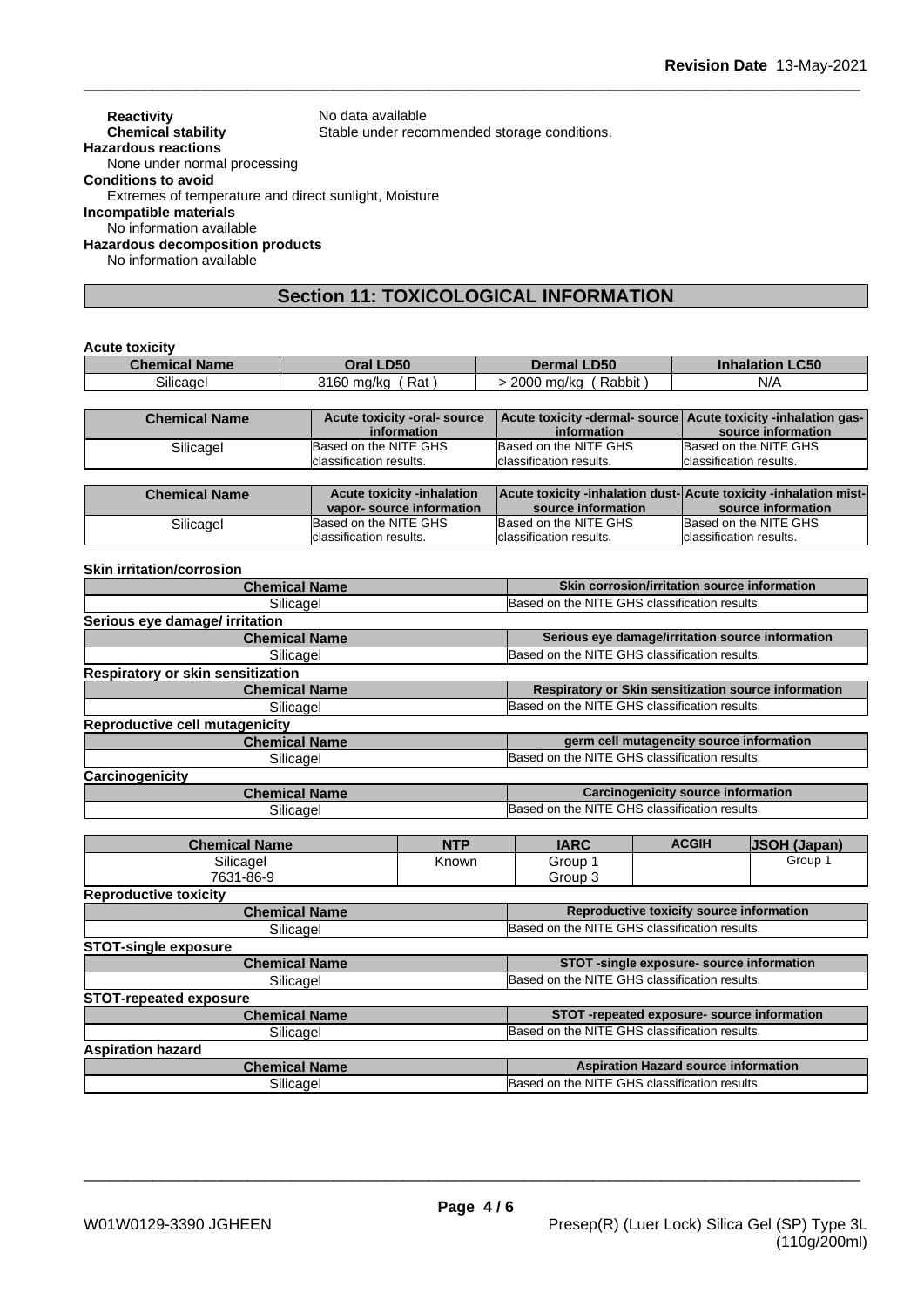**Reactivity** No data available

**Chemical stability** Stable under recommended storage conditions.

**Hazardous reactions**

None under normal processing

**Conditions to avoid**

Extremes of temperature and direct sunlight, Moisture

**Incompatible materials**

No information available

**Hazardous decomposition products**

No information available

## Section 11: TOXICOLOGICAL INFORMATION

**Acute toxicity**

| Chemical Name | Oral LD50 | Dermal LD50 | Inhalation LC50 |
|---|---|---|---|
| Silicagel | 3160 mg/kg ( Rat ) | > 2000 mg/kg ( Rabbit ) | N/A |

| Chemical Name | Acute toxicity -oral- source information | Acute toxicity -dermal- source information | Acute toxicity -inhalation gas- source information |
|---|---|---|---|
| Silicagel | Based on the NITE GHS classification results. | Based on the NITE GHS classification results. | Based on the NITE GHS classification results. |

| Chemical Name | Acute toxicity -inhalation vapor- source information | Acute toxicity -inhalation dust- source information | Acute toxicity -inhalation mist- source information |
|---|---|---|---|
| Silicagel | Based on the NITE GHS classification results. | Based on the NITE GHS classification results. | Based on the NITE GHS classification results. |

**Skin irritation/corrosion**

| Chemical Name | Skin corrosion/irritation source information |
|---|---|
| Silicagel | Based on the NITE GHS classification results. |

**Serious eye damage/ irritation**

| Chemical Name | Serious eye damage/irritation source information |
|---|---|
| Silicagel | Based on the NITE GHS classification results. |

**Respiratory or skin sensitization**

| Chemical Name | Respiratory or Skin sensitization source information |
|---|---|
| Silicagel | Based on the NITE GHS classification results. |

**Reproductive cell mutagenicity**

| Chemical Name | germ cell mutagencity source information |
|---|---|
| Silicagel | Based on the NITE GHS classification results. |

**Carcinogenicity**

| Chemical Name | Carcinogenicity source information |
|---|---|
| Silicagel | Based on the NITE GHS classification results. |

| Chemical Name | NTP | IARC | ACGIH | JSOH (Japan) |
|---|---|---|---|---|
| Silicagel 7631-86-9 | Known | Group 1 Group 3 | | Group 1 |

**Reproductive toxicity**

| Chemical Name | Reproductive toxicity source information |
|---|---|
| Silicagel | Based on the NITE GHS classification results. |

**STOT-single exposure**

| Chemical Name | STOT -single exposure- source information |
|---|---|
| Silicagel | Based on the NITE GHS classification results. |

**STOT-repeated exposure**

| Chemical Name | STOT -repeated exposure- source information |
|---|---|
| Silicagel | Based on the NITE GHS classification results. |

**Aspiration hazard**

| Chemical Name | Aspiration Hazard source information |
|---|---|
| Silicagel | Based on the NITE GHS classification results. |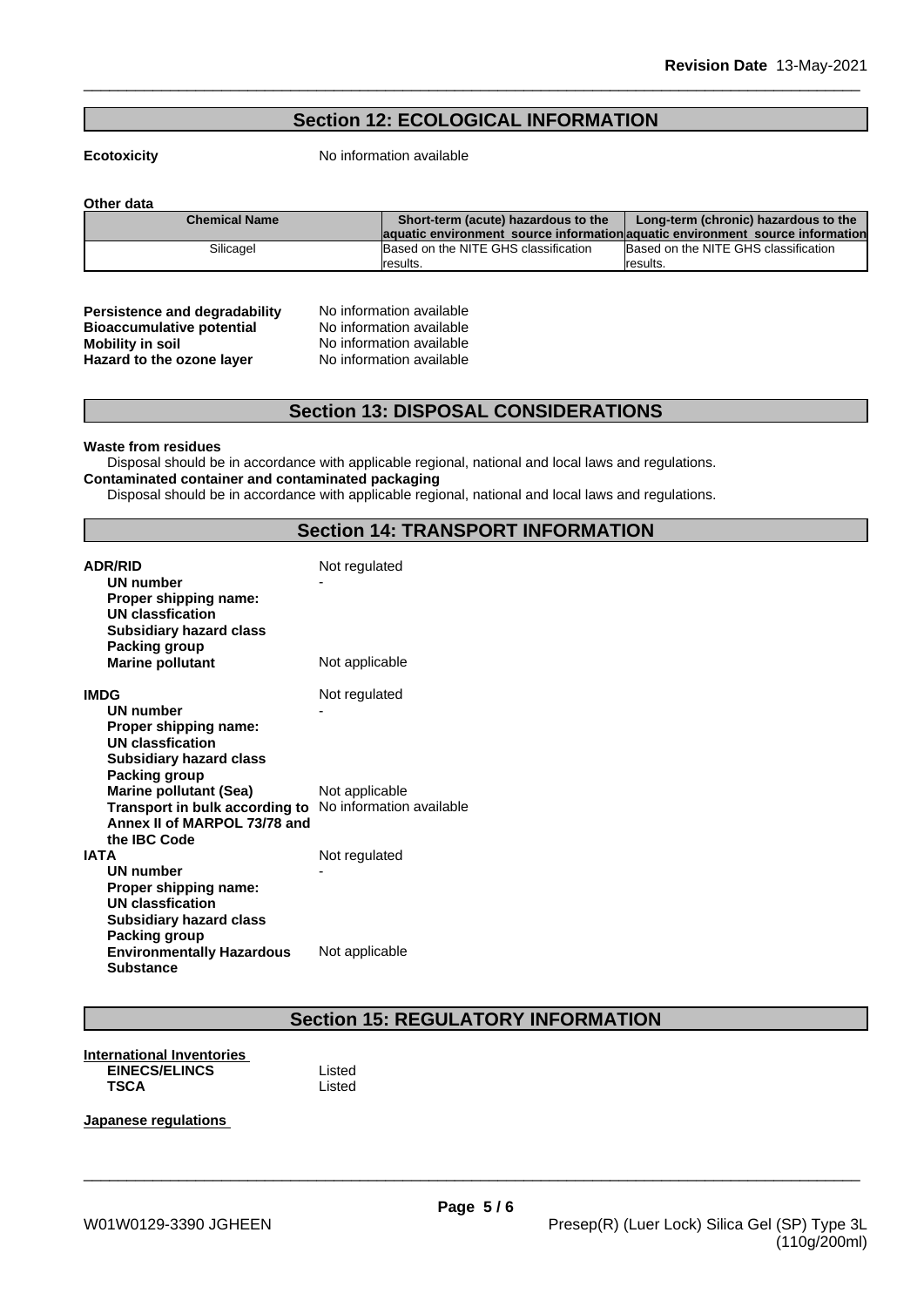## Section 12: ECOLOGICAL INFORMATION

**Ecotoxicity** No information available

**Other data**

| Chemical Name | Short-term (acute) hazardous to the aquatic environment source information | Long-term (chronic) hazardous to the aquatic environment source information |
|---|---|---|
| Silicagel | Based on the NITE GHS classification results. | Based on the NITE GHS classification results. |

**Persistence and degradability** No information available
**Bioaccumulative potential** No information available
**Mobility in soil** No information available
**Hazard to the ozone layer** No information available

## Section 13: DISPOSAL CONSIDERATIONS

**Waste from residues**
Disposal should be in accordance with applicable regional, national and local laws and regulations.
**Contaminated container and contaminated packaging**
Disposal should be in accordance with applicable regional, national and local laws and regulations.

## Section 14: TRANSPORT INFORMATION

**ADR/RID** Not regulated
**UN number** -
**Proper shipping name:**
**UN classfication**
**Subsidiary hazard class**
**Packing group**
**Marine pollutant** Not applicable

**IMDG** Not regulated
**UN number** -
**Proper shipping name:**
**UN classfication**
**Subsidiary hazard class**
**Packing group**
**Marine pollutant (Sea)** Not applicable
**Transport in bulk according to Annex II of MARPOL 73/78 and the IBC Code** No information available

**IATA** Not regulated
**UN number** -
**Proper shipping name:**
**UN classfication**
**Subsidiary hazard class**
**Packing group**
**Environmentally Hazardous Substance** Not applicable

## Section 15: REGULATORY INFORMATION

**International Inventories**
**EINECS/ELINCS** Listed
**TSCA** Listed

**Japanese regulations**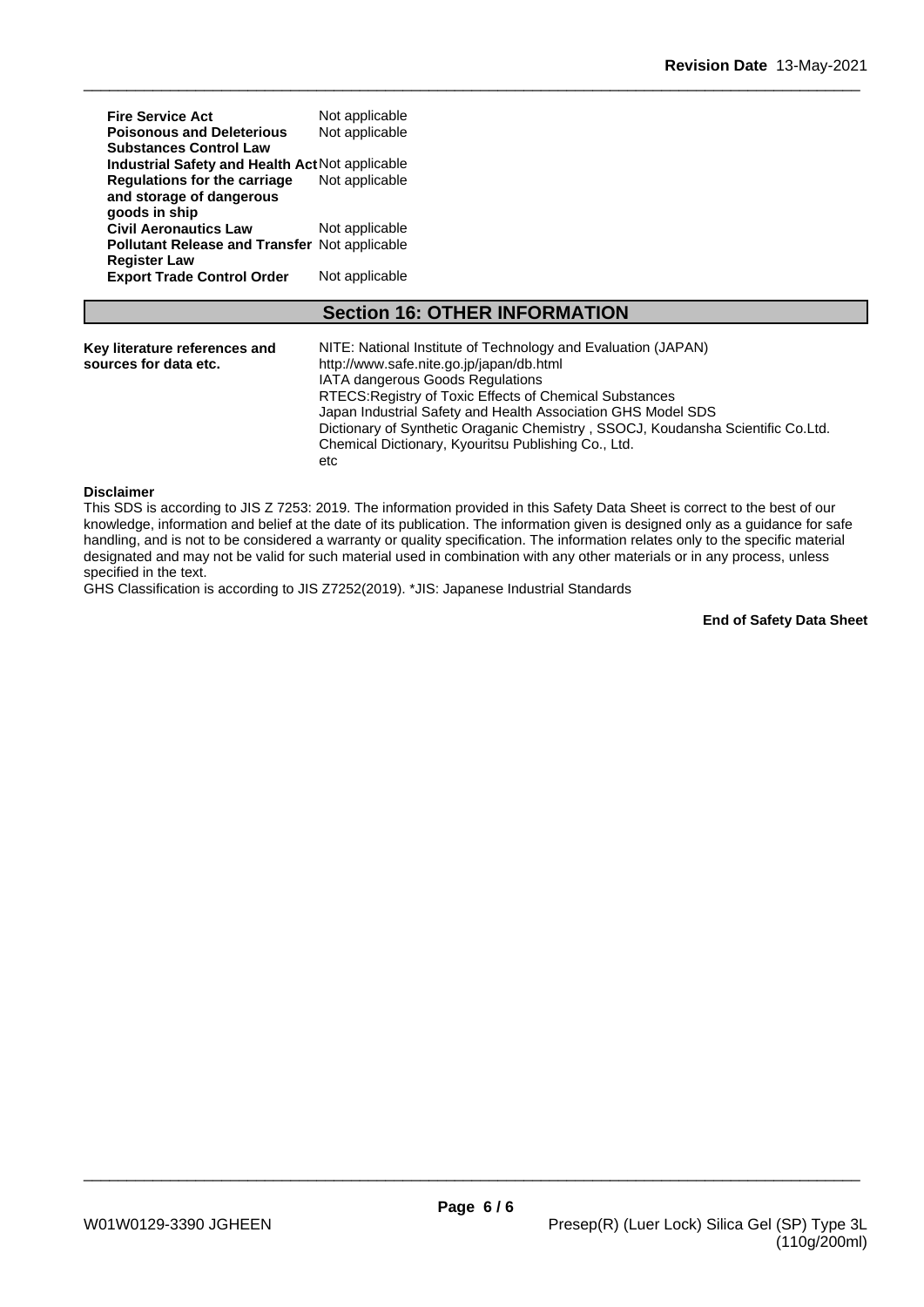| | |
|---|---|
| **Fire Service Act** | Not applicable |
| **Poisonous and Deleterious Substances Control Law** | Not applicable |
| **Industrial Safety and Health Act** | Not applicable |
| **Regulations for the carriage and storage of dangerous goods in ship** | Not applicable |
| **Civil Aeronautics Law** | Not applicable |
| **Pollutant Release and Transfer Register Law** | Not applicable |
| **Export Trade Control Order** | Not applicable |

## Section 16: OTHER INFORMATION

**Key literature references and sources for data etc.**

NITE: National Institute of Technology and Evaluation (JAPAN)
http://www.safe.nite.go.jp/japan/db.html
IATA dangerous Goods Regulations
RTECS:Registry of Toxic Effects of Chemical Substances
Japan Industrial Safety and Health Association GHS Model SDS
Dictionary of Synthetic Oraganic Chemistry , SSOCJ, Koudansha Scientific Co.Ltd.
Chemical Dictionary, Kyouritsu Publishing Co., Ltd.
etc

**Disclaimer**

This SDS is according to JIS Z 7253: 2019. The information provided in this Safety Data Sheet is correct to the best of our knowledge, information and belief at the date of its publication. The information given is designed only as a guidance for safe handling, and is not to be considered a warranty or quality specification. The information relates only to the specific material designated and may not be valid for such material used in combination with any other materials or in any process, unless specified in the text.
GHS Classification is according to JIS Z7252(2019). *JIS: Japanese Industrial Standards

**End of Safety Data Sheet**